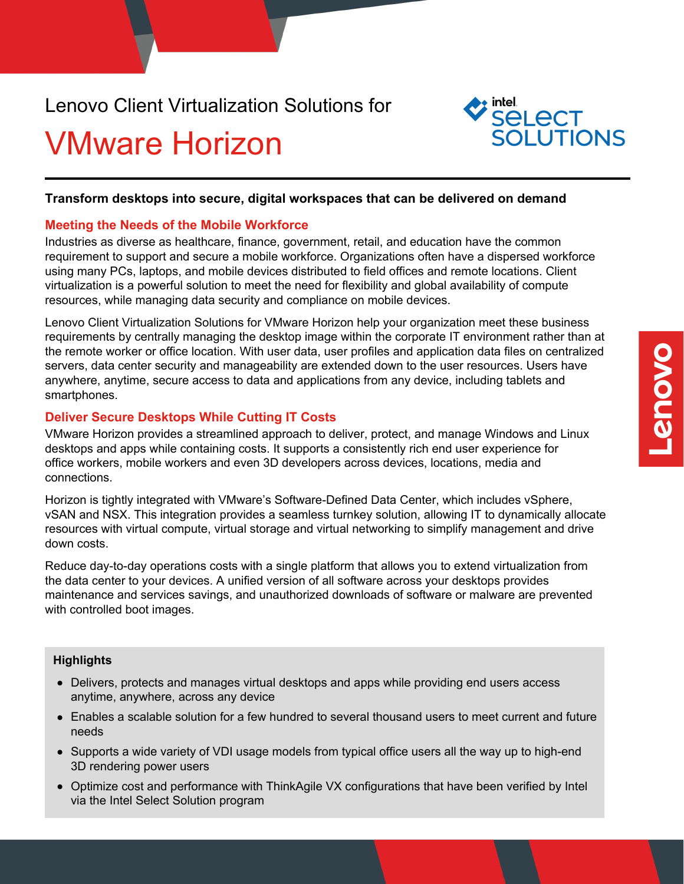Lenovo Client Virtualization Solutions for

# VMware Horizon

**Transform desktops into secure, digital workspaces that can be delivered on demand**

## Meeting the Needs of the Mobile Workforce

Industries as diverse as healthcare, finance, government, retail, and education have the common requirement to support and secure a mobile workforce. Organizations often have a dispersed workforce using many PCs, laptops, and mobile devices distributed to field offices and remote locations. Client virtualization is a powerful solution to meet the need for flexibility and global availability of compute resources, while managing data security and compliance on mobile devices.

Lenovo Client Virtualization Solutions for VMware Horizon help your organization meet these business requirements by centrally managing the desktop image within the corporate IT environment rather than at the remote worker or office location. With user data, user profiles and application data files on centralized servers, data center security and manageability are extended down to the user resources. Users have anywhere, anytime, secure access to data and applications from any device, including tablets and smartphones.

## Deliver Secure Desktops While Cutting IT Costs

VMware Horizon provides a streamlined approach to deliver, protect, and manage Windows and Linux desktops and apps while containing costs. It supports a consistently rich end user experience for office workers, mobile workers and even 3D developers across devices, locations, media and connections.

Horizon is tightly integrated with VMware's Software-Defined Data Center, which includes vSphere, vSAN and NSX. This integration provides a seamless turnkey solution, allowing IT to dynamically allocate resources with virtual compute, virtual storage and virtual networking to simplify management and drive down costs.

Reduce day-to-day operations costs with a single platform that allows you to extend virtualization from the data center to your devices. A unified version of all software across your desktops provides maintenance and services savings, and unauthorized downloads of software or malware are prevented with controlled boot images.

**Highlights**

- Delivers, protects and manages virtual desktops and apps while providing end users access anytime, anywhere, across any device
- Enables a scalable solution for a few hundred to several thousand users to meet current and future needs
- Supports a wide variety of VDI usage models from typical office users all the way up to high-end 3D rendering power users
- Optimize cost and performance with ThinkAgile VX configurations that have been verified by Intel via the Intel Select Solution program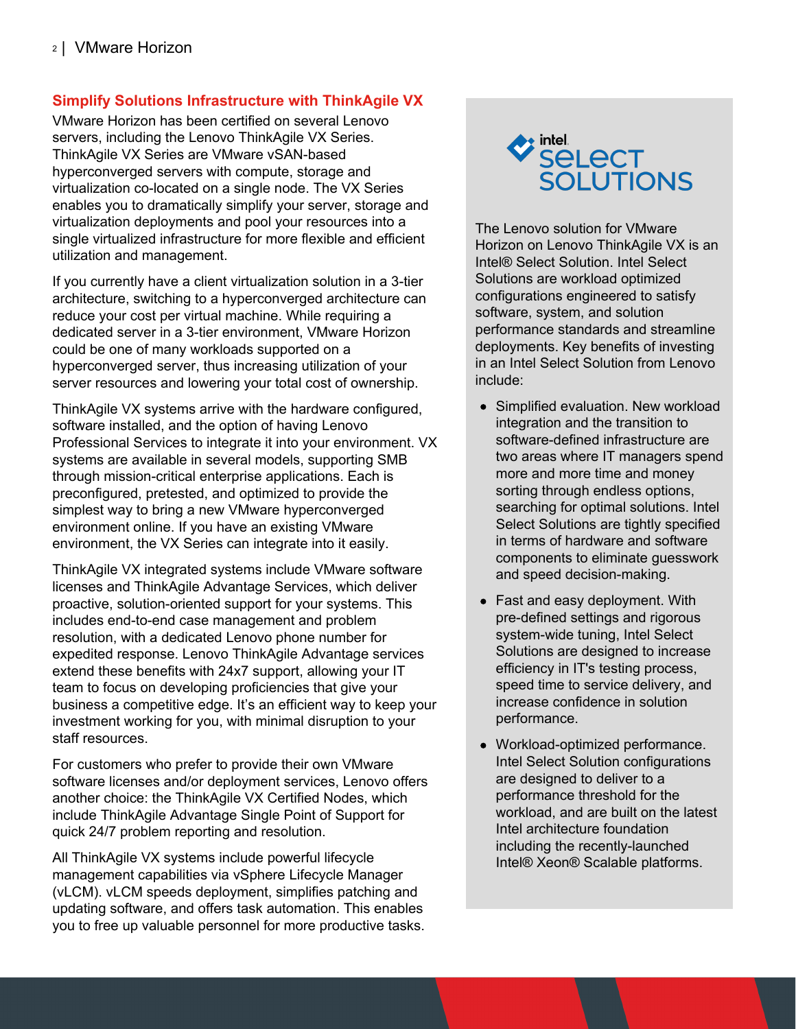## Simplify Solutions Infrastructure with ThinkAgile VX

VMware Horizon has been certified on several Lenovo servers, including the Lenovo ThinkAgile VX Series. ThinkAgile VX Series are VMware vSAN-based hyperconverged servers with compute, storage and virtualization co-located on a single node. The VX Series enables you to dramatically simplify your server, storage and virtualization deployments and pool your resources into a single virtualized infrastructure for more flexible and efficient utilization and management.

If you currently have a client virtualization solution in a 3-tier architecture, switching to a hyperconverged architecture can reduce your cost per virtual machine. While requiring a dedicated server in a 3-tier environment, VMware Horizon could be one of many workloads supported on a hyperconverged server, thus increasing utilization of your server resources and lowering your total cost of ownership.

ThinkAgile VX systems arrive with the hardware configured, software installed, and the option of having Lenovo Professional Services to integrate it into your environment. VX systems are available in several models, supporting SMB through mission-critical enterprise applications. Each is preconfigured, pretested, and optimized to provide the simplest way to bring a new VMware hyperconverged environment online. If you have an existing VMware environment, the VX Series can integrate into it easily.

ThinkAgile VX integrated systems include VMware software licenses and ThinkAgile Advantage Services, which deliver proactive, solution-oriented support for your systems. This includes end-to-end case management and problem resolution, with a dedicated Lenovo phone number for expedited response. Lenovo ThinkAgile Advantage services extend these benefits with 24x7 support, allowing your IT team to focus on developing proficiencies that give your business a competitive edge. It's an efficient way to keep your investment working for you, with minimal disruption to your staff resources.

For customers who prefer to provide their own VMware software licenses and/or deployment services, Lenovo offers another choice: the ThinkAgile VX Certified Nodes, which include ThinkAgile Advantage Single Point of Support for quick 24/7 problem reporting and resolution.

All ThinkAgile VX systems include powerful lifecycle management capabilities via vSphere Lifecycle Manager (vLCM). vLCM speeds deployment, simplifies patching and updating software, and offers task automation. This enables you to free up valuable personnel for more productive tasks.

**intel SELECT SOLUTIONS**

The Lenovo solution for VMware Horizon on Lenovo ThinkAgile VX is an Intel® Select Solution. Intel Select Solutions are workload optimized configurations engineered to satisfy software, system, and solution performance standards and streamline deployments. Key benefits of investing in an Intel Select Solution from Lenovo include:

- Simplified evaluation. New workload integration and the transition to software-defined infrastructure are two areas where IT managers spend more and more time and money sorting through endless options, searching for optimal solutions. Intel Select Solutions are tightly specified in terms of hardware and software components to eliminate guesswork and speed decision-making.
- Fast and easy deployment. With pre-defined settings and rigorous system-wide tuning, Intel Select Solutions are designed to increase efficiency in IT's testing process, speed time to service delivery, and increase confidence in solution performance.
- Workload-optimized performance. Intel Select Solution configurations are designed to deliver to a performance threshold for the workload, and are built on the latest Intel architecture foundation including the recently-launched Intel® Xeon® Scalable platforms.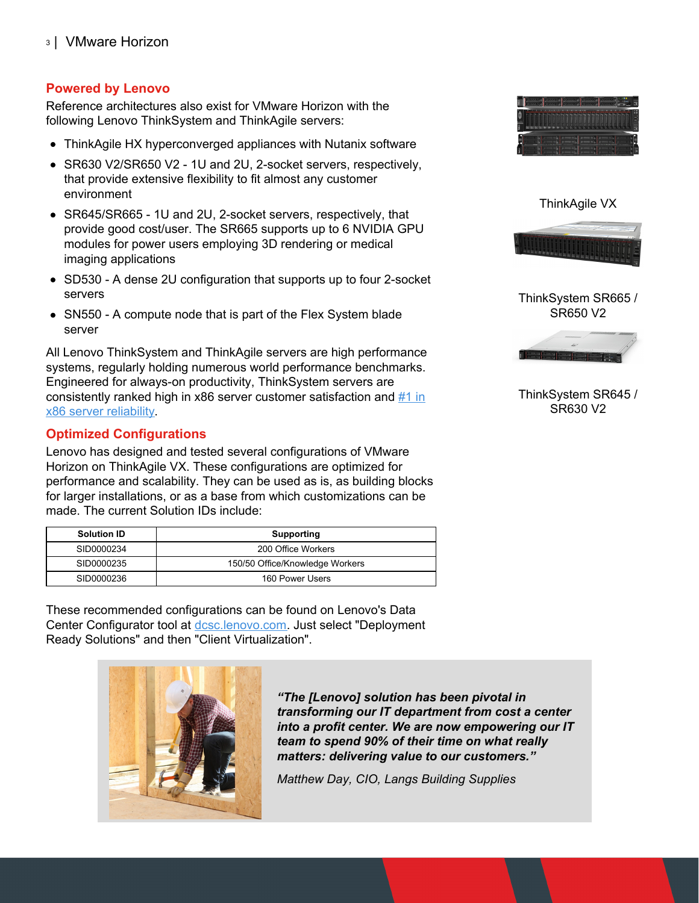## Powered by Lenovo

Reference architectures also exist for VMware Horizon with the following Lenovo ThinkSystem and ThinkAgile servers:

- ThinkAgile HX hyperconverged appliances with Nutanix software
- SR630 V2/SR650 V2 - 1U and 2U, 2-socket servers, respectively, that provide extensive flexibility to fit almost any customer environment
- SR645/SR665 - 1U and 2U, 2-socket servers, respectively, that provide good cost/user. The SR665 supports up to 6 NVIDIA GPU modules for power users employing 3D rendering or medical imaging applications
- SD530 - A dense 2U configuration that supports up to four 2-socket servers
- SN550 - A compute node that is part of the Flex System blade server

All Lenovo ThinkSystem and ThinkAgile servers are high performance systems, regularly holding numerous world performance benchmarks. Engineered for always-on productivity, ThinkSystem servers are consistently ranked high in x86 server customer satisfaction and [#1 in x86 server reliability](#).

ThinkAgile VX

ThinkSystem SR665 / SR650 V2

ThinkSystem SR645 / SR630 V2

## Optimized Configurations

Lenovo has designed and tested several configurations of VMware Horizon on ThinkAgile VX. These configurations are optimized for performance and scalability. They can be used as is, as building blocks for larger installations, or as a base from which customizations can be made. The current Solution IDs include:

| Solution ID | Supporting |
|---|---|
| SID0000234 | 200 Office Workers |
| SID0000235 | 150/50 Office/Knowledge Workers |
| SID0000236 | 160 Power Users |

These recommended configurations can be found on Lenovo's Data Center Configurator tool at [dcsc.lenovo.com](#). Just select "Deployment Ready Solutions" and then "Client Virtualization".

***"The [Lenovo] solution has been pivotal in transforming our IT department from cost a center into a profit center. We are now empowering our IT team to spend 90% of their time on what really matters: delivering value to our customers."***

*Matthew Day, CIO, Langs Building Supplies*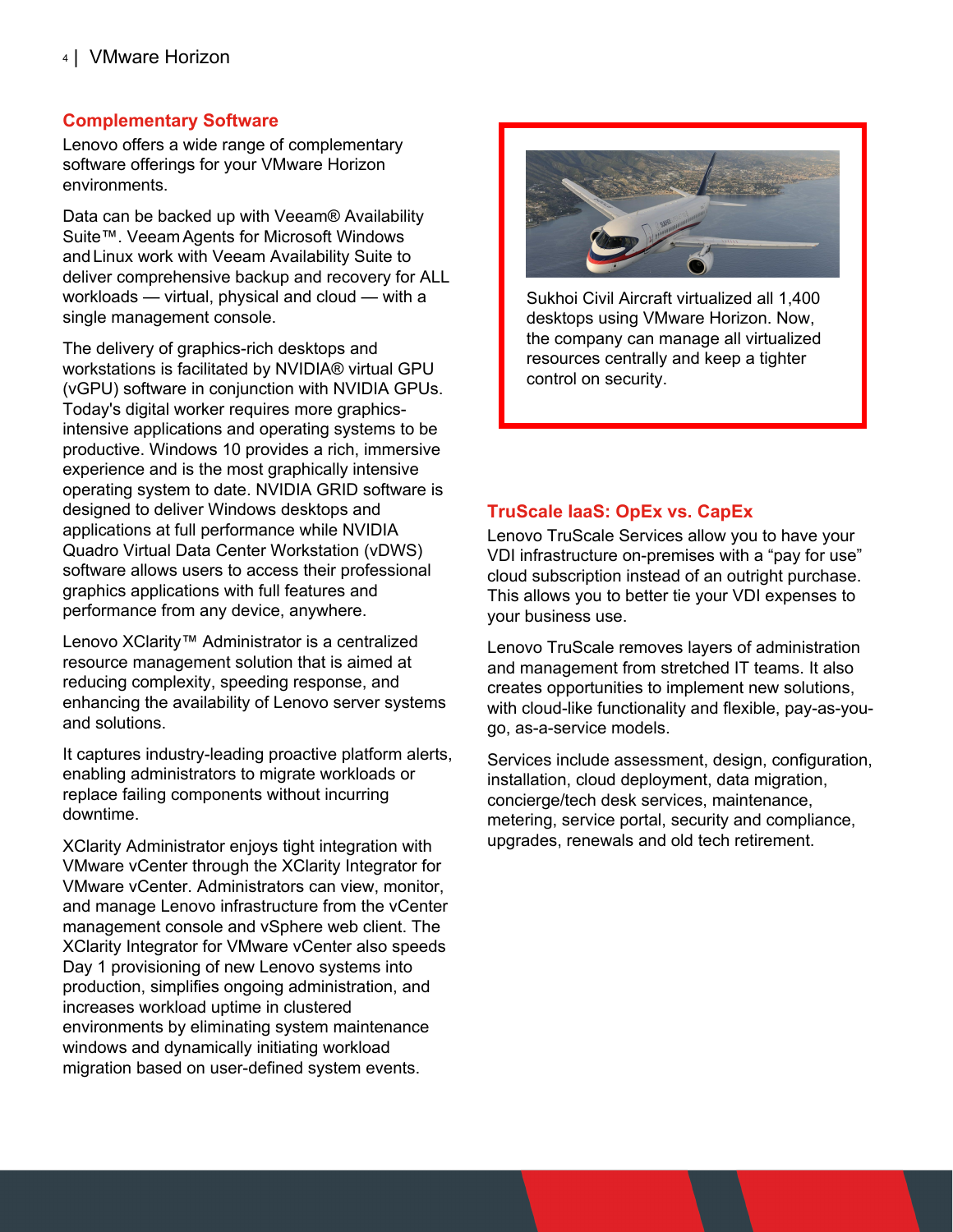## Complementary Software

Lenovo offers a wide range of complementary software offerings for your VMware Horizon environments.

Data can be backed up with Veeam® Availability Suite™. Veeam Agents for Microsoft Windows and Linux work with Veeam Availability Suite to deliver comprehensive backup and recovery for ALL workloads — virtual, physical and cloud — with a single management console.

The delivery of graphics-rich desktops and workstations is facilitated by NVIDIA® virtual GPU (vGPU) software in conjunction with NVIDIA GPUs. Today's digital worker requires more graphics-intensive applications and operating systems to be productive. Windows 10 provides a rich, immersive experience and is the most graphically intensive operating system to date. NVIDIA GRID software is designed to deliver Windows desktops and applications at full performance while NVIDIA Quadro Virtual Data Center Workstation (vDWS) software allows users to access their professional graphics applications with full features and performance from any device, anywhere.

Lenovo XClarity™ Administrator is a centralized resource management solution that is aimed at reducing complexity, speeding response, and enhancing the availability of Lenovo server systems and solutions.

It captures industry-leading proactive platform alerts, enabling administrators to migrate workloads or replace failing components without incurring downtime.

XClarity Administrator enjoys tight integration with VMware vCenter through the XClarity Integrator for VMware vCenter. Administrators can view, monitor, and manage Lenovo infrastructure from the vCenter management console and vSphere web client. The XClarity Integrator for VMware vCenter also speeds Day 1 provisioning of new Lenovo systems into production, simplifies ongoing administration, and increases workload uptime in clustered environments by eliminating system maintenance windows and dynamically initiating workload migration based on user-defined system events.

Sukhoi Civil Aircraft virtualized all 1,400 desktops using VMware Horizon. Now, the company can manage all virtualized resources centrally and keep a tighter control on security.

## TruScale IaaS: OpEx vs. CapEx

Lenovo TruScale Services allow you to have your VDI infrastructure on-premises with a "pay for use" cloud subscription instead of an outright purchase. This allows you to better tie your VDI expenses to your business use.

Lenovo TruScale removes layers of administration and management from stretched IT teams. It also creates opportunities to implement new solutions, with cloud-like functionality and flexible, pay-as-you-go, as-a-service models.

Services include assessment, design, configuration, installation, cloud deployment, data migration, concierge/tech desk services, maintenance, metering, service portal, security and compliance, upgrades, renewals and old tech retirement.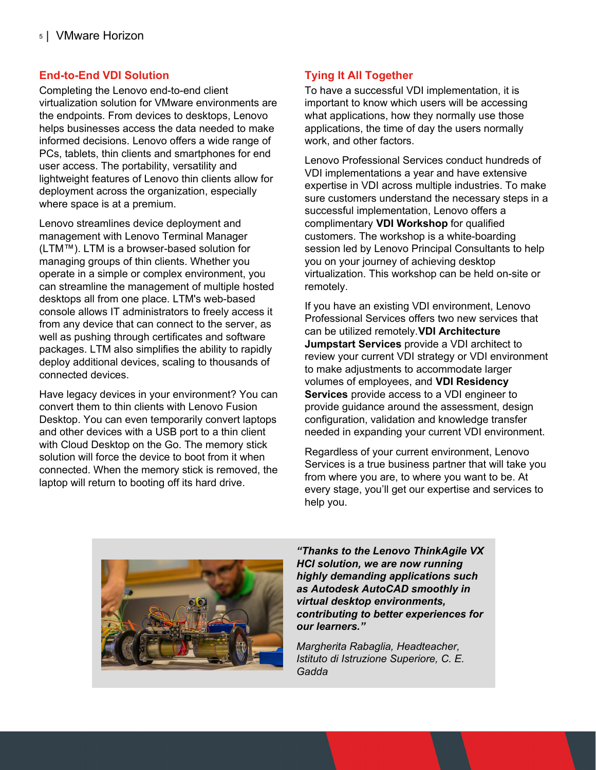## End-to-End VDI Solution

Completing the Lenovo end-to-end client virtualization solution for VMware environments are the endpoints. From devices to desktops, Lenovo helps businesses access the data needed to make informed decisions. Lenovo offers a wide range of PCs, tablets, thin clients and smartphones for end user access. The portability, versatility and lightweight features of Lenovo thin clients allow for deployment across the organization, especially where space is at a premium.

Lenovo streamlines device deployment and management with Lenovo Terminal Manager (LTM™). LTM is a browser-based solution for managing groups of thin clients. Whether you operate in a simple or complex environment, you can streamline the management of multiple hosted desktops all from one place. LTM's web-based console allows IT administrators to freely access it from any device that can connect to the server, as well as pushing through certificates and software packages. LTM also simplifies the ability to rapidly deploy additional devices, scaling to thousands of connected devices.

Have legacy devices in your environment? You can convert them to thin clients with Lenovo Fusion Desktop. You can even temporarily convert laptops and other devices with a USB port to a thin client with Cloud Desktop on the Go. The memory stick solution will force the device to boot from it when connected. When the memory stick is removed, the laptop will return to booting off its hard drive.

## Tying It All Together

To have a successful VDI implementation, it is important to know which users will be accessing what applications, how they normally use those applications, the time of day the users normally work, and other factors.

Lenovo Professional Services conduct hundreds of VDI implementations a year and have extensive expertise in VDI across multiple industries. To make sure customers understand the necessary steps in a successful implementation, Lenovo offers a complimentary **VDI Workshop** for qualified customers. The workshop is a white-boarding session led by Lenovo Principal Consultants to help you on your journey of achieving desktop virtualization. This workshop can be held on-site or remotely.

If you have an existing VDI environment, Lenovo Professional Services offers two new services that can be utilized remotely. **VDI Architecture Jumpstart Services** provide a VDI architect to review your current VDI strategy or VDI environment to make adjustments to accommodate larger volumes of employees, and **VDI Residency Services** provide access to a VDI engineer to provide guidance around the assessment, design configuration, validation and knowledge transfer needed in expanding your current VDI environment.

Regardless of your current environment, Lenovo Services is a true business partner that will take you from where you are, to where you want to be. At every stage, you'll get our expertise and services to help you.

***"Thanks to the Lenovo ThinkAgile VX HCI solution, we are now running highly demanding applications such as Autodesk AutoCAD smoothly in virtual desktop environments, contributing to better experiences for our learners."***

*Margherita Rabaglia, Headteacher, Istituto di Istruzione Superiore, C. E. Gadda*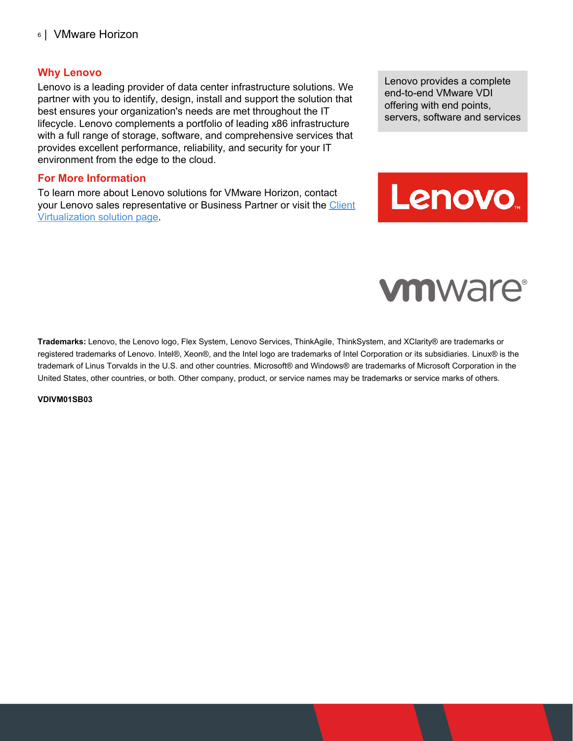## Why Lenovo

Lenovo is a leading provider of data center infrastructure solutions. We partner with you to identify, design, install and support the solution that best ensures your organization's needs are met throughout the IT lifecycle. Lenovo complements a portfolio of leading x86 infrastructure with a full range of storage, software, and comprehensive services that provides excellent performance, reliability, and security for your IT environment from the edge to the cloud.

Lenovo provides a complete end-to-end VMware VDI offering with end points, servers, software and services

## For More Information

To learn more about Lenovo solutions for VMware Horizon, contact your Lenovo sales representative or Business Partner or visit the [Client Virtualization solution page].

**Trademarks:** Lenovo, the Lenovo logo, Flex System, Lenovo Services, ThinkAgile, ThinkSystem, and XClarity® are trademarks or registered trademarks of Lenovo. Intel®, Xeon®, and the Intel logo are trademarks of Intel Corporation or its subsidiaries. Linux® is the trademark of Linus Torvalds in the U.S. and other countries. Microsoft® and Windows® are trademarks of Microsoft Corporation in the United States, other countries, or both. Other company, product, or service names may be trademarks or service marks of others.

**VDIVM01SB03**